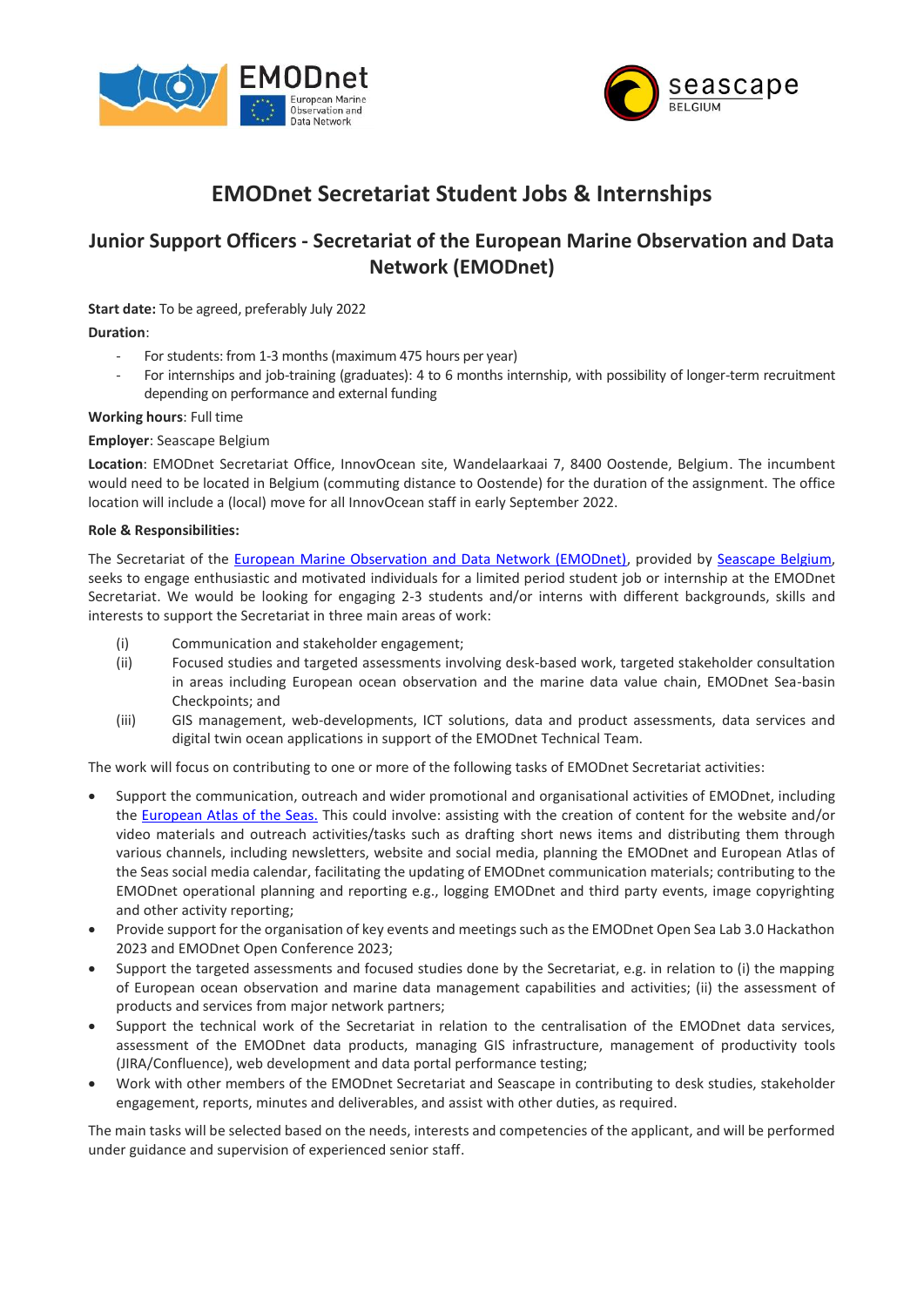# EMODnet Secretariat Student Jobs & Internships

## Junior Support Officers - Secretariat of the European Marine Observation and Data Network (EMODnet)

**Start date:** To be agreed, preferably July 2022

**Duration**:

- For students: from 1-3 months (maximum 475 hours per year)
- For internships and job-training (graduates): 4 to 6 months internship, with possibility of longer-term recruitment depending on performance and external funding

**Working hours**: Full time

**Employer**: Seascape Belgium

**Location**: EMODnet Secretariat Office, InnovOcean site, Wandelaarkaai 7, 8400 Oostende, Belgium. The incumbent would need to be located in Belgium (commuting distance to Oostende) for the duration of the assignment. The office location will include a (local) move for all InnovOcean staff in early September 2022.

**Role & Responsibilities:**

The Secretariat of the European Marine Observation and Data Network (EMODnet), provided by Seascape Belgium, seeks to engage enthusiastic and motivated individuals for a limited period student job or internship at the EMODnet Secretariat. We would be looking for engaging 2-3 students and/or interns with different backgrounds, skills and interests to support the Secretariat in three main areas of work:

(i) Communication and stakeholder engagement;

(ii) Focused studies and targeted assessments involving desk-based work, targeted stakeholder consultation in areas including European ocean observation and the marine data value chain, EMODnet Sea-basin Checkpoints; and

(iii) GIS management, web-developments, ICT solutions, data and product assessments, data services and digital twin ocean applications in support of the EMODnet Technical Team.

The work will focus on contributing to one or more of the following tasks of EMODnet Secretariat activities:

- Support the communication, outreach and wider promotional and organisational activities of EMODnet, including the European Atlas of the Seas. This could involve: assisting with the creation of content for the website and/or video materials and outreach activities/tasks such as drafting short news items and distributing them through various channels, including newsletters, website and social media, planning the EMODnet and European Atlas of the Seas social media calendar, facilitating the updating of EMODnet communication materials; contributing to the EMODnet operational planning and reporting e.g., logging EMODnet and third party events, image copyrighting and other activity reporting;
- Provide support for the organisation of key events and meetings such as the EMODnet Open Sea Lab 3.0 Hackathon 2023 and EMODnet Open Conference 2023;
- Support the targeted assessments and focused studies done by the Secretariat, e.g. in relation to (i) the mapping of European ocean observation and marine data management capabilities and activities; (ii) the assessment of products and services from major network partners;
- Support the technical work of the Secretariat in relation to the centralisation of the EMODnet data services, assessment of the EMODnet data products, managing GIS infrastructure, management of productivity tools (JIRA/Confluence), web development and data portal performance testing;
- Work with other members of the EMODnet Secretariat and Seascape in contributing to desk studies, stakeholder engagement, reports, minutes and deliverables, and assist with other duties, as required.

The main tasks will be selected based on the needs, interests and competencies of the applicant, and will be performed under guidance and supervision of experienced senior staff.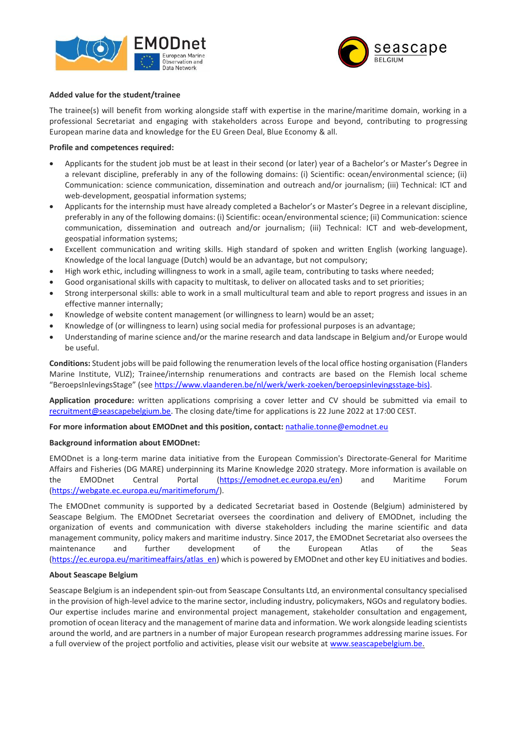**Added value for the student/trainee**

The trainee(s) will benefit from working alongside staff with expertise in the marine/maritime domain, working in a professional Secretariat and engaging with stakeholders across Europe and beyond, contributing to progressing European marine data and knowledge for the EU Green Deal, Blue Economy & all.

**Profile and competences required:**

- Applicants for the student job must be at least in their second (or later) year of a Bachelor's or Master's Degree in a relevant discipline, preferably in any of the following domains: (i) Scientific: ocean/environmental science; (ii) Communication: science communication, dissemination and outreach and/or journalism; (iii) Technical: ICT and web-development, geospatial information systems;
- Applicants for the internship must have already completed a Bachelor's or Master's Degree in a relevant discipline, preferably in any of the following domains: (i) Scientific: ocean/environmental science; (ii) Communication: science communication, dissemination and outreach and/or journalism; (iii) Technical: ICT and web-development, geospatial information systems;
- Excellent communication and writing skills. High standard of spoken and written English (working language). Knowledge of the local language (Dutch) would be an advantage, but not compulsory;
- High work ethic, including willingness to work in a small, agile team, contributing to tasks where needed;
- Good organisational skills with capacity to multitask, to deliver on allocated tasks and to set priorities;
- Strong interpersonal skills: able to work in a small multicultural team and able to report progress and issues in an effective manner internally;
- Knowledge of website content management (or willingness to learn) would be an asset;
- Knowledge of (or willingness to learn) using social media for professional purposes is an advantage;
- Understanding of marine science and/or the marine research and data landscape in Belgium and/or Europe would be useful.

**Conditions:** Student jobs will be paid following the renumeration levels of the local office hosting organisation (Flanders Marine Institute, VLIZ); Trainee/internship renumerations and contracts are based on the Flemish local scheme "BeroepsInlevingsStage" (see https://www.vlaanderen.be/nl/werk/werk-zoeken/beroepsinlevingsstage-bis).

**Application procedure:** written applications comprising a cover letter and CV should be submitted via email to recruitment@seascapebelgium.be. The closing date/time for applications is 22 June 2022 at 17:00 CEST.

**For more information about EMODnet and this position, contact:** nathalie.tonne@emodnet.eu

**Background information about EMODnet:**

EMODnet is a long-term marine data initiative from the European Commission's Directorate-General for Maritime Affairs and Fisheries (DG MARE) underpinning its Marine Knowledge 2020 strategy. More information is available on the EMODnet Central Portal (https://emodnet.ec.europa.eu/en) and Maritime Forum (https://webgate.ec.europa.eu/maritimeforum/).

The EMODnet community is supported by a dedicated Secretariat based in Oostende (Belgium) administered by Seascape Belgium. The EMODnet Secretariat oversees the coordination and delivery of EMODnet, including the organization of events and communication with diverse stakeholders including the marine scientific and data management community, policy makers and maritime industry. Since 2017, the EMODnet Secretariat also oversees the maintenance and further development of the European Atlas of the Seas (https://ec.europa.eu/maritimeaffairs/atlas_en) which is powered by EMODnet and other key EU initiatives and bodies.

**About Seascape Belgium**

Seascape Belgium is an independent spin-out from Seascape Consultants Ltd, an environmental consultancy specialised in the provision of high-level advice to the marine sector, including industry, policymakers, NGOs and regulatory bodies. Our expertise includes marine and environmental project management, stakeholder consultation and engagement, promotion of ocean literacy and the management of marine data and information. We work alongside leading scientists around the world, and are partners in a number of major European research programmes addressing marine issues. For a full overview of the project portfolio and activities, please visit our website at www.seascapebelgium.be.